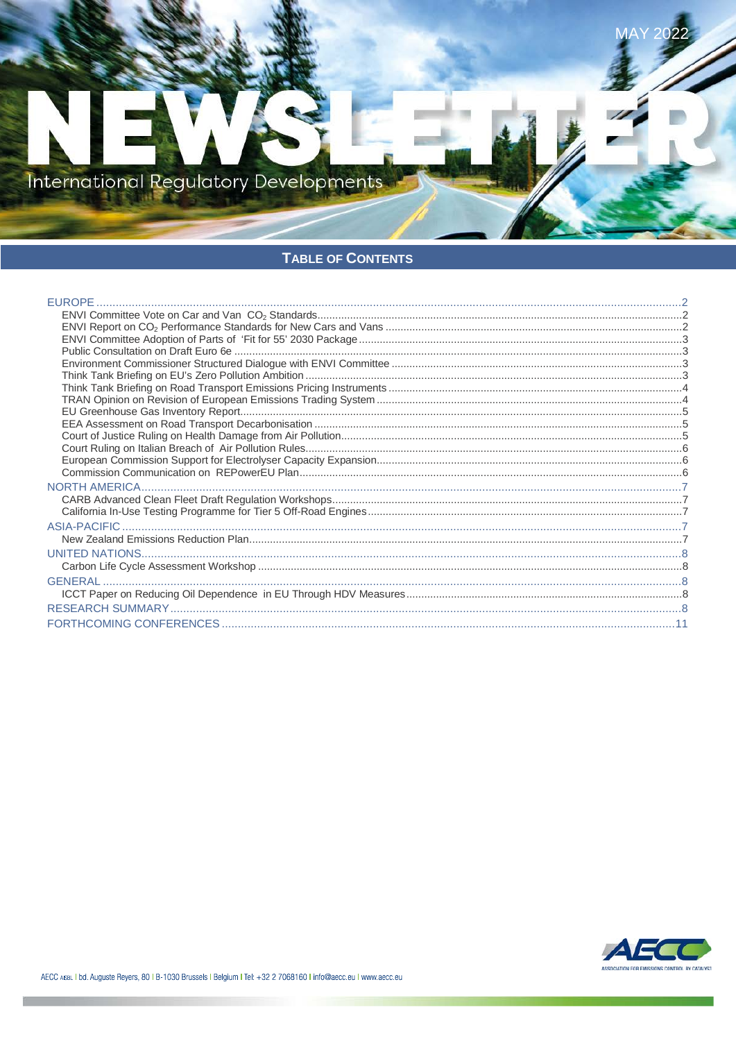MAY 2022

# NEWSLETTER

International Regulatory Developments

## TABLE OF CONTENTS

EUROPE .....2
- ENVI Committee Vote on Car and Van $CO_2$ Standards.....2
- ENVI Report on $CO_2$ Performance Standards for New Cars and Vans .....2
- ENVI Committee Adoption of Parts of 'Fit for 55' 2030 Package.....3
- Public Consultation on Draft Euro 6e .....3
- Environment Commissioner Structured Dialogue with ENVI Committee .....3
- Think Tank Briefing on EU's Zero Pollution Ambition .....3
- Think Tank Briefing on Road Transport Emissions Pricing Instruments .....4
- TRAN Opinion on Revision of European Emissions Trading System .....4
- EU Greenhouse Gas Inventory Report.....5
- EEA Assessment on Road Transport Decarbonisation .....5
- Court of Justice Ruling on Health Damage from Air Pollution.....5
- Court Ruling on Italian Breach of Air Pollution Rules.....6
- European Commission Support for Electrolyser Capacity Expansion.....6
- Commission Communication on REPowerEU Plan.....6

NORTH AMERICA.....7
- CARB Advanced Clean Fleet Draft Regulation Workshops.....7
- California In-Use Testing Programme for Tier 5 Off-Road Engines.....7

ASIA-PACIFIC .....7
- New Zealand Emissions Reduction Plan.....7

UNITED NATIONS.....8
- Carbon Life Cycle Assessment Workshop .....8

GENERAL .....8
- ICCT Paper on Reducing Oil Dependence in EU Through HDV Measures.....8

RESEARCH SUMMARY.....8

FORTHCOMING CONFERENCES .....11

AECC AISBL | bd. Auguste Reyers, 80 | B-1030 Brussels | Belgium | Tel: +32 2 7068160 | info@aecc.eu | www.aecc.eu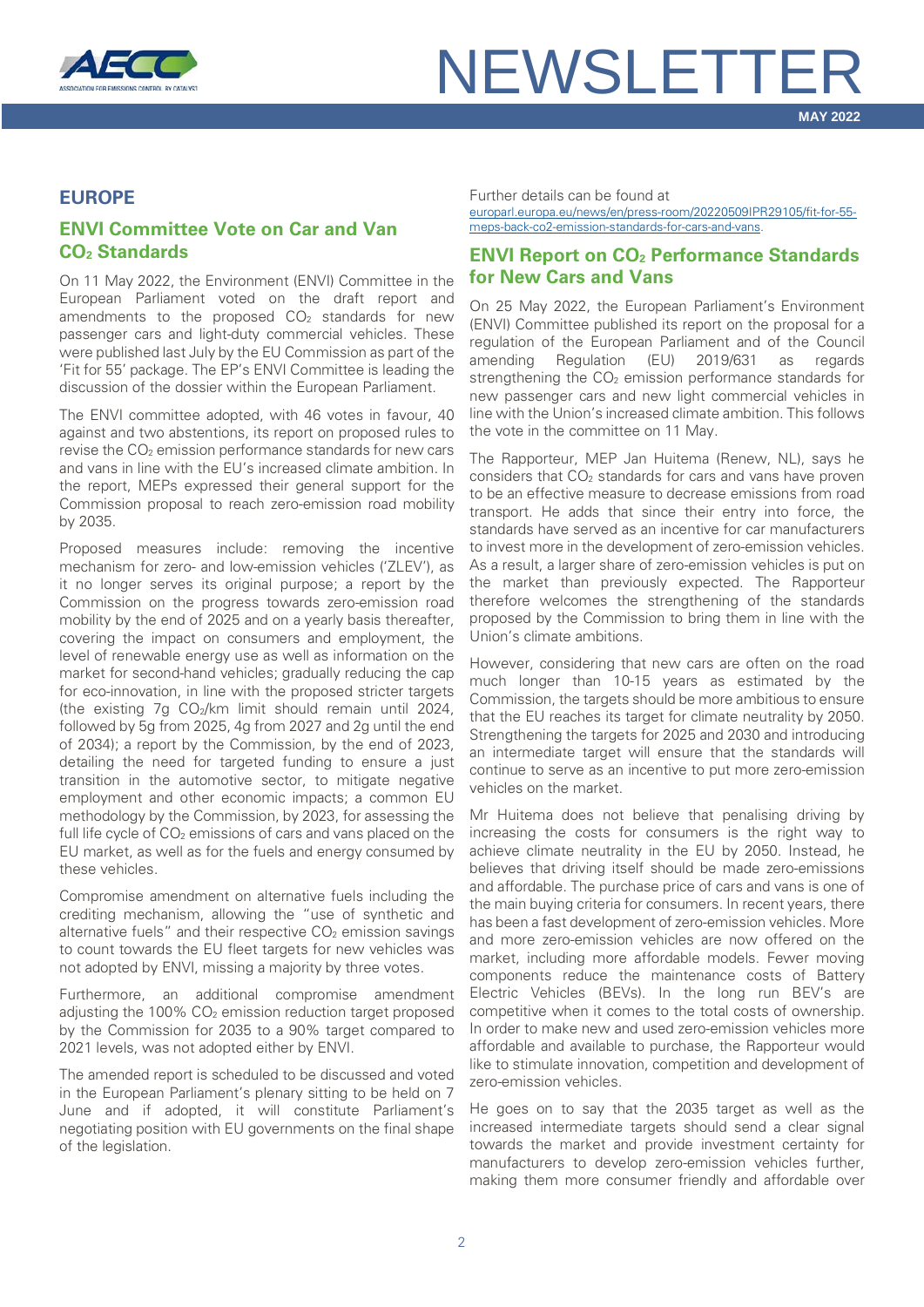## EUROPE

### ENVI Committee Vote on Car and Van $CO_2$ Standards

On 11 May 2022, the Environment (ENVI) Committee in the European Parliament voted on the draft report and amendments to the proposed $CO_2$ standards for new passenger cars and light-duty commercial vehicles. These were published last July by the EU Commission as part of the 'Fit for 55' package. The EP's ENVI Committee is leading the discussion of the dossier within the European Parliament.

The ENVI committee adopted, with 46 votes in favour, 40 against and two abstentions, its report on proposed rules to revise the $CO_2$ emission performance standards for new cars and vans in line with the EU's increased climate ambition. In the report, MEPs expressed their general support for the Commission proposal to reach zero-emission road mobility by 2035.

Proposed measures include: removing the incentive mechanism for zero- and low-emission vehicles ('ZLEV'), as it no longer serves its original purpose; a report by the Commission on the progress towards zero-emission road mobility by the end of 2025 and on a yearly basis thereafter, covering the impact on consumers and employment, the level of renewable energy use as well as information on the market for second-hand vehicles; gradually reducing the cap for eco-innovation, in line with the proposed stricter targets (the existing 7g $CO_2$/km limit should remain until 2024, followed by 5g from 2025, 4g from 2027 and 2g until the end of 2034); a report by the Commission, by the end of 2023, detailing the need for targeted funding to ensure a just transition in the automotive sector, to mitigate negative employment and other economic impacts; a common EU methodology by the Commission, by 2023, for assessing the full life cycle of $CO_2$ emissions of cars and vans placed on the EU market, as well as for the fuels and energy consumed by these vehicles.

Compromise amendment on alternative fuels including the crediting mechanism, allowing the "use of synthetic and alternative fuels" and their respective $CO_2$ emission savings to count towards the EU fleet targets for new vehicles was not adopted by ENVI, missing a majority by three votes.

Furthermore, an additional compromise amendment adjusting the 100% $CO_2$ emission reduction target proposed by the Commission for 2035 to a 90% target compared to 2021 levels, was not adopted either by ENVI.

The amended report is scheduled to be discussed and voted in the European Parliament's plenary sitting to be held on 7 June and if adopted, it will constitute Parliament's negotiating position with EU governments on the final shape of the legislation.

Further details can be found at europarl.europa.eu/news/en/press-room/20220509IPR29105/fit-for-55-meps-back-co2-emission-standards-for-cars-and-vans.

### ENVI Report on $CO_2$ Performance Standards for New Cars and Vans

On 25 May 2022, the European Parliament's Environment (ENVI) Committee published its report on the proposal for a regulation of the European Parliament and of the Council amending Regulation (EU) 2019/631 as regards strengthening the $CO_2$ emission performance standards for new passenger cars and new light commercial vehicles in line with the Union's increased climate ambition. This follows the vote in the committee on 11 May.

The Rapporteur, MEP Jan Huitema (Renew, NL), says he considers that $CO_2$ standards for cars and vans have proven to be an effective measure to decrease emissions from road transport. He adds that since their entry into force, the standards have served as an incentive for car manufacturers to invest more in the development of zero-emission vehicles. As a result, a larger share of zero-emission vehicles is put on the market than previously expected. The Rapporteur therefore welcomes the strengthening of the standards proposed by the Commission to bring them in line with the Union's climate ambitions.

However, considering that new cars are often on the road much longer than 10-15 years as estimated by the Commission, the targets should be more ambitious to ensure that the EU reaches its target for climate neutrality by 2050. Strengthening the targets for 2025 and 2030 and introducing an intermediate target will ensure that the standards will continue to serve as an incentive to put more zero-emission vehicles on the market.

Mr Huitema does not believe that penalising driving by increasing the costs for consumers is the right way to achieve climate neutrality in the EU by 2050. Instead, he believes that driving itself should be made zero-emissions and affordable. The purchase price of cars and vans is one of the main buying criteria for consumers. In recent years, there has been a fast development of zero-emission vehicles. More and more zero-emission vehicles are now offered on the market, including more affordable models. Fewer moving components reduce the maintenance costs of Battery Electric Vehicles (BEVs). In the long run BEV's are competitive when it comes to the total costs of ownership. In order to make new and used zero-emission vehicles more affordable and available to purchase, the Rapporteur would like to stimulate innovation, competition and development of zero-emission vehicles.

He goes on to say that the 2035 target as well as the increased intermediate targets should send a clear signal towards the market and provide investment certainty for manufacturers to develop zero-emission vehicles further, making them more consumer friendly and affordable over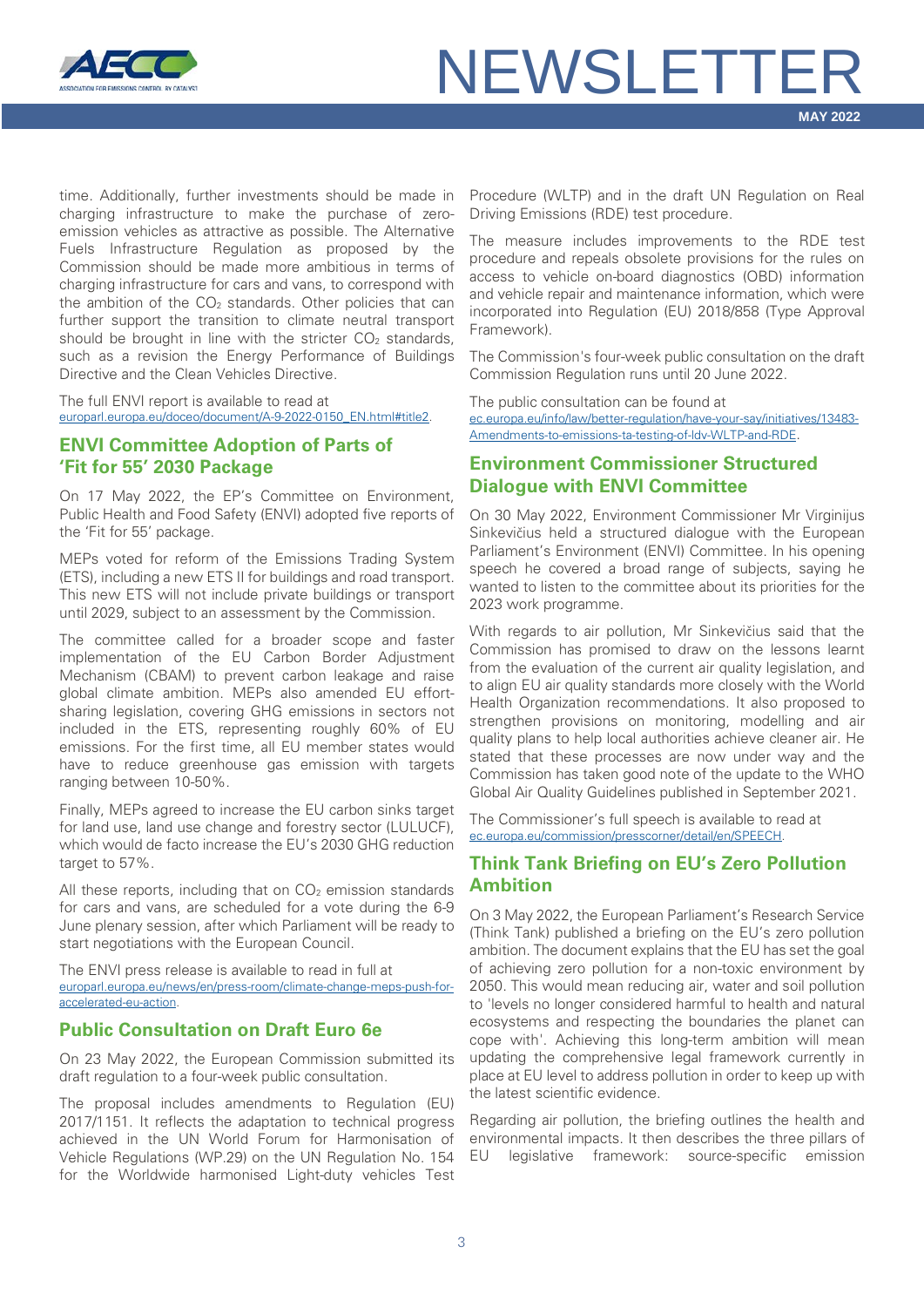time. Additionally, further investments should be made in charging infrastructure to make the purchase of zero-emission vehicles as attractive as possible. The Alternative Fuels Infrastructure Regulation as proposed by the Commission should be made more ambitious in terms of charging infrastructure for cars and vans, to correspond with the ambition of the $CO_2$ standards. Other policies that can further support the transition to climate neutral transport should be brought in line with the stricter $CO_2$ standards, such as a revision the Energy Performance of Buildings Directive and the Clean Vehicles Directive.

The full ENVI report is available to read at europarl.europa.eu/doceo/document/A-9-2022-0150_EN.html#title2.

## ENVI Committee Adoption of Parts of 'Fit for 55' 2030 Package

On 17 May 2022, the EP's Committee on Environment, Public Health and Food Safety (ENVI) adopted five reports of the 'Fit for 55' package.

MEPs voted for reform of the Emissions Trading System (ETS), including a new ETS II for buildings and road transport. This new ETS will not include private buildings or transport until 2029, subject to an assessment by the Commission.

The committee called for a broader scope and faster implementation of the EU Carbon Border Adjustment Mechanism (CBAM) to prevent carbon leakage and raise global climate ambition. MEPs also amended EU effort-sharing legislation, covering GHG emissions in sectors not included in the ETS, representing roughly 60% of EU emissions. For the first time, all EU member states would have to reduce greenhouse gas emission with targets ranging between 10-50%.

Finally, MEPs agreed to increase the EU carbon sinks target for land use, land use change and forestry sector (LULUCF), which would de facto increase the EU's 2030 GHG reduction target to 57%.

All these reports, including that on $CO_2$ emission standards for cars and vans, are scheduled for a vote during the 6-9 June plenary session, after which Parliament will be ready to start negotiations with the European Council.

The ENVI press release is available to read in full at europarl.europa.eu/news/en/press-room/climate-change-meps-push-for-accelerated-eu-action.

## Public Consultation on Draft Euro 6e

On 23 May 2022, the European Commission submitted its draft regulation to a four-week public consultation.

The proposal includes amendments to Regulation (EU) 2017/1151. It reflects the adaptation to technical progress achieved in the UN World Forum for Harmonisation of Vehicle Regulations (WP.29) on the UN Regulation No. 154 for the Worldwide harmonised Light-duty vehicles Test Procedure (WLTP) and in the draft UN Regulation on Real Driving Emissions (RDE) test procedure.

The measure includes improvements to the RDE test procedure and repeals obsolete provisions for the rules on access to vehicle on-board diagnostics (OBD) information and vehicle repair and maintenance information, which were incorporated into Regulation (EU) 2018/858 (Type Approval Framework).

The Commission's four-week public consultation on the draft Commission Regulation runs until 20 June 2022.

The public consultation can be found at ec.europa.eu/info/law/better-regulation/have-your-say/initiatives/13483-Amendments-to-emissions-ta-testing-of-ldv-WLTP-and-RDE.

## Environment Commissioner Structured Dialogue with ENVI Committee

On 30 May 2022, Environment Commissioner Mr Virginijus Sinkevičius held a structured dialogue with the European Parliament's Environment (ENVI) Committee. In his opening speech he covered a broad range of subjects, saying he wanted to listen to the committee about its priorities for the 2023 work programme.

With regards to air pollution, Mr Sinkevičius said that the Commission has promised to draw on the lessons learnt from the evaluation of the current air quality legislation, and to align EU air quality standards more closely with the World Health Organization recommendations. It also proposed to strengthen provisions on monitoring, modelling and air quality plans to help local authorities achieve cleaner air. He stated that these processes are now under way and the Commission has taken good note of the update to the WHO Global Air Quality Guidelines published in September 2021.

The Commissioner's full speech is available to read at ec.europa.eu/commission/presscorner/detail/en/SPEECH.

## Think Tank Briefing on EU's Zero Pollution Ambition

On 3 May 2022, the European Parliament's Research Service (Think Tank) published a briefing on the EU's zero pollution ambition. The document explains that the EU has set the goal of achieving zero pollution for a non-toxic environment by 2050. This would mean reducing air, water and soil pollution to 'levels no longer considered harmful to health and natural ecosystems and respecting the boundaries the planet can cope with'. Achieving this long-term ambition will mean updating the comprehensive legal framework currently in place at EU level to address pollution in order to keep up with the latest scientific evidence.

Regarding air pollution, the briefing outlines the health and environmental impacts. It then describes the three pillars of EU legislative framework: source-specific emission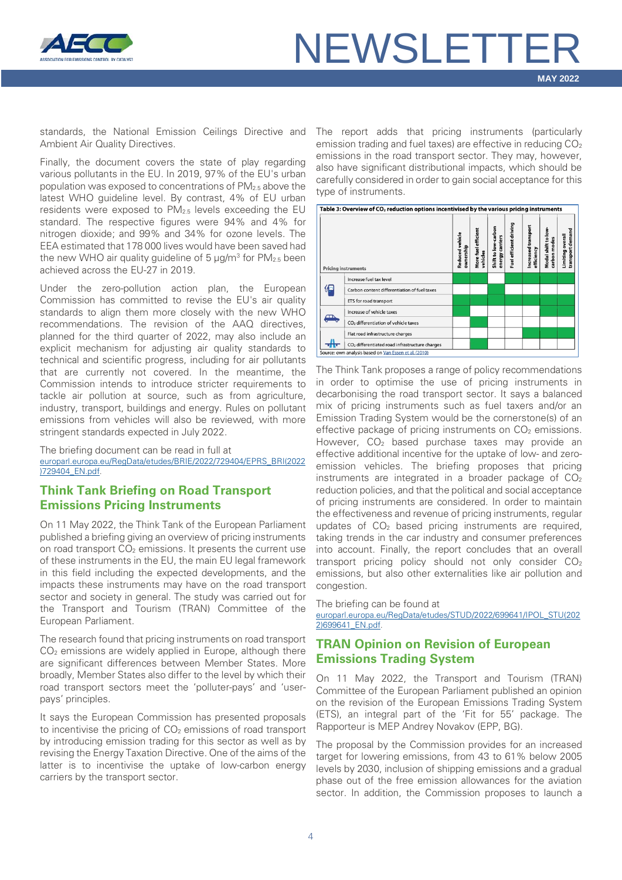standards, the National Emission Ceilings Directive and Ambient Air Quality Directives.

Finally, the document covers the state of play regarding various pollutants in the EU. In 2019, 97% of the EU's urban population was exposed to concentrations of $PM_{2.5}$ above the latest WHO guideline level. By contrast, 4% of EU urban residents were exposed to $PM_{2.5}$ levels exceeding the EU standard. The respective figures were 94% and 4% for nitrogen dioxide; and 99% and 34% for ozone levels. The EEA estimated that 178 000 lives would have been saved had the new WHO air quality guideline of 5 µg/m³ for $PM_{2.5}$ been achieved across the EU-27 in 2019.

Under the zero-pollution action plan, the European Commission has committed to revise the EU's air quality standards to align them more closely with the new WHO recommendations. The revision of the AAQ directives, planned for the third quarter of 2022, may also include an explicit mechanism for adjusting air quality standards to technical and scientific progress, including for air pollutants that are currently not covered. In the meantime, the Commission intends to introduce stricter requirements to tackle air pollution at source, such as from agriculture, industry, transport, buildings and energy. Rules on pollutant emissions from vehicles will also be reviewed, with more stringent standards expected in July 2022.

The briefing document can be read in full at
europarl.europa.eu/RegData/etudes/BRIE/2022/729404/EPRS_BRI(2022)729404_EN.pdf.

## Think Tank Briefing on Road Transport Emissions Pricing Instruments

On 11 May 2022, the Think Tank of the European Parliament published a briefing giving an overview of pricing instruments on road transport $CO_2$ emissions. It presents the current use of these instruments in the EU, the main EU legal framework in this field including the expected developments, and the impacts these instruments may have on the road transport sector and society in general. The study was carried out for the Transport and Tourism (TRAN) Committee of the European Parliament.

The research found that pricing instruments on road transport $CO_2$ emissions are widely applied in Europe, although there are significant differences between Member States. More broadly, Member States also differ to the level by which their road transport sectors meet the 'polluter-pays' and 'user-pays' principles.

It says the European Commission has presented proposals to incentivise the pricing of $CO_2$ emissions of road transport by introducing emission trading for this sector as well as by revising the Energy Taxation Directive. One of the aims of the latter is to incentivise the uptake of low-carbon energy carriers by the transport sector.

The report adds that pricing instruments (particularly emission trading and fuel taxes) are effective in reducing $CO_2$ emissions in the road transport sector. They may, however, also have significant distributional impacts, which should be carefully considered in order to gain social acceptance for this type of instruments.

**Table 3: Overview of $CO_2$ reduction options incentivised by the various pricing instruments**

| Pricing instruments | Reduced vehicle ownership | More fuel efficient vehicles | Shift to low-carbon energy carriers | Fuel efficient driving | Increased transport efficiency | Modal shift to low-carbon modes | Limiting overall transport demand |
|---|---|---|---|---|---|---|---|
| Increase fuel tax level | X | X | | X | X | X | X |
| Carbon content differentiation of fuel taxes | | | X | | | | |
| ETS for road transport | X | X | X | X | X | X | X |
| Increase of vehicle taxes | X | | | | | | |
| $CO_2$ differentiation of vehicle taxes | | X | X | | | | |
| Flat road infrastructure charges | | | | | X | X | X |
| $CO_2$ differentiated road infrastructure charges | | X | X | | | | |

Source: own analysis based on Van Essen et al. (2010)

The Think Tank proposes a range of policy recommendations in order to optimise the use of pricing instruments in decarbonising the road transport sector. It says a balanced mix of pricing instruments such as fuel taxers and/or an Emission Trading System would be the cornerstone(s) of an effective package of pricing instruments on $CO_2$ emissions. However, $CO_2$ based purchase taxes may provide an effective additional incentive for the uptake of low- and zero-emission vehicles. The briefing proposes that pricing instruments are integrated in a broader package of $CO_2$ reduction policies, and that the political and social acceptance of pricing instruments are considered. In order to maintain the effectiveness and revenue of pricing instruments, regular updates of $CO_2$ based pricing instruments are required, taking trends in the car industry and consumer preferences into account. Finally, the report concludes that an overall transport pricing policy should not only consider $CO_2$ emissions, but also other externalities like air pollution and congestion.

The briefing can be found at
europarl.europa.eu/RegData/etudes/STUD/2022/699641/IPOL_STU(2022)699641_EN.pdf.

## TRAN Opinion on Revision of European Emissions Trading System

On 11 May 2022, the Transport and Tourism (TRAN) Committee of the European Parliament published an opinion on the revision of the European Emissions Trading System (ETS), an integral part of the 'Fit for 55' package. The Rapporteur is MEP Andrey Novakov (EPP, BG).

The proposal by the Commission provides for an increased target for lowering emissions, from 43 to 61% below 2005 levels by 2030, inclusion of shipping emissions and a gradual phase out of the free emission allowances for the aviation sector. In addition, the Commission proposes to launch a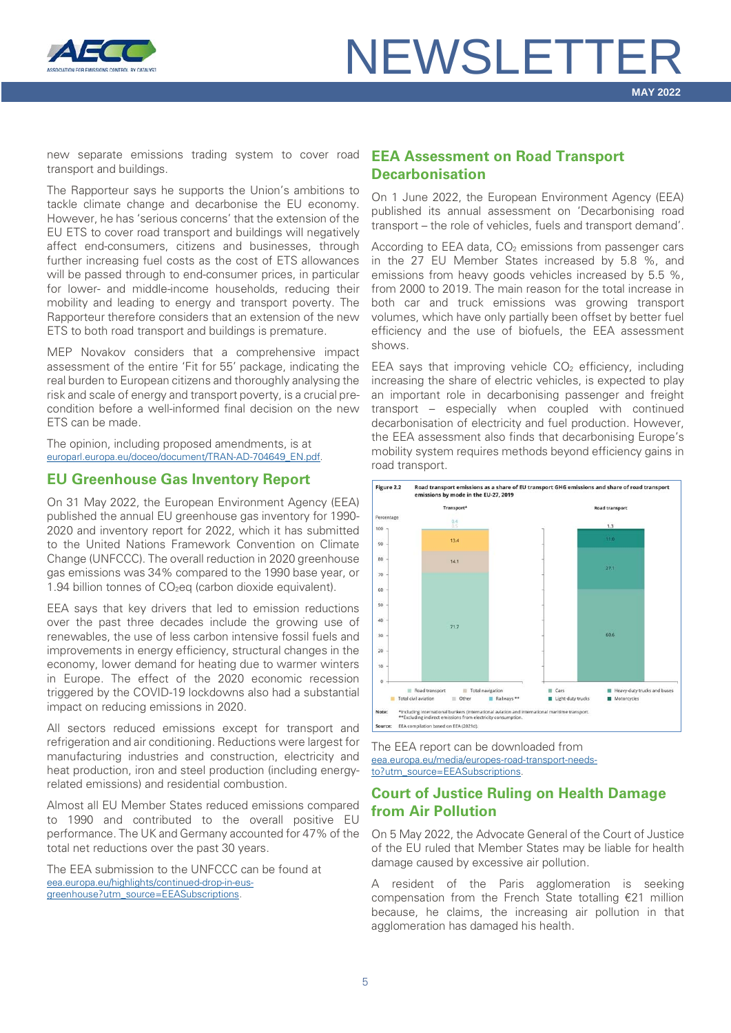new separate emissions trading system to cover road transport and buildings.

The Rapporteur says he supports the Union's ambitions to tackle climate change and decarbonise the EU economy. However, he has 'serious concerns' that the extension of the EU ETS to cover road transport and buildings will negatively affect end-consumers, citizens and businesses, through further increasing fuel costs as the cost of ETS allowances will be passed through to end-consumer prices, in particular for lower- and middle-income households, reducing their mobility and leading to energy and transport poverty. The Rapporteur therefore considers that an extension of the new ETS to both road transport and buildings is premature.

MEP Novakov considers that a comprehensive impact assessment of the entire 'Fit for 55' package, indicating the real burden to European citizens and thoroughly analysing the risk and scale of energy and transport poverty, is a crucial pre-condition before a well-informed final decision on the new ETS can be made.

The opinion, including proposed amendments, is at europarl.europa.eu/doceo/document/TRAN-AD-704649_EN.pdf.

## EU Greenhouse Gas Inventory Report

On 31 May 2022, the European Environment Agency (EEA) published the annual EU greenhouse gas inventory for 1990-2020 and inventory report for 2022, which it has submitted to the United Nations Framework Convention on Climate Change (UNFCCC). The overall reduction in 2020 greenhouse gas emissions was 34% compared to the 1990 base year, or 1.94 billion tonnes of $CO_2eq$ (carbon dioxide equivalent).

EEA says that key drivers that led to emission reductions over the past three decades include the growing use of renewables, the use of less carbon intensive fossil fuels and improvements in energy efficiency, structural changes in the economy, lower demand for heating due to warmer winters in Europe. The effect of the 2020 economic recession triggered by the COVID-19 lockdowns also had a substantial impact on reducing emissions in 2020.

All sectors reduced emissions except for transport and refrigeration and air conditioning. Reductions were largest for manufacturing industries and construction, electricity and heat production, iron and steel production (including energy-related emissions) and residential combustion.

Almost all EU Member States reduced emissions compared to 1990 and contributed to the overall positive EU performance. The UK and Germany accounted for 47% of the total net reductions over the past 30 years.

The EEA submission to the UNFCCC can be found at eea.europa.eu/highlights/continued-drop-in-eus-greenhouse?utm_source=EEASubscriptions.

## EEA Assessment on Road Transport Decarbonisation

On 1 June 2022, the European Environment Agency (EEA) published its annual assessment on 'Decarbonising road transport – the role of vehicles, fuels and transport demand'.

According to EEA data, $CO_2$ emissions from passenger cars in the 27 EU Member States increased by 5.8 %, and emissions from heavy goods vehicles increased by 5.5 %, from 2000 to 2019. The main reason for the total increase in both car and truck emissions was growing transport volumes, which have only partially been offset by better fuel efficiency and the use of biofuels, the EEA assessment shows.

EEA says that improving vehicle $CO_2$ efficiency, including increasing the share of electric vehicles, is expected to play an important role in decarbonising passenger and freight transport – especially when coupled with continued decarbonisation of electricity and fuel production. However, the EEA assessment also finds that decarbonising Europe's mobility system requires methods beyond efficiency gains in road transport.

Figure 2.2 Road transport emissions as a share of EU transport GHG emissions and share of road transport emissions by mode in the EU-27, 2019

Transport*

Road transport

Percentage

100
90
80
70
60
50
40
30
20
10
0

0.4
0.5
13.4
14.1
71.7

1.3
11.6
27.1
60.6

Road transport
Total civil aviation
Total navigation
Other
Railways**

Cars
Light-duty trucks
Heavy-duty trucks and buses
Motorcycles

Note: *Including international bunkers (international aviation and international maritime transport.
**Excluding indirect emissions from electricity consumption.

Source: EEA compilation based on EEA (2021d).

The EEA report can be downloaded from eea.europa.eu/media/europes-road-transport-needs-to?utm_source=EEASubscriptions.

## Court of Justice Ruling on Health Damage from Air Pollution

On 5 May 2022, the Advocate General of the Court of Justice of the EU ruled that Member States may be liable for health damage caused by excessive air pollution.

A resident of the Paris agglomeration is seeking compensation from the French State totalling €21 million because, he claims, the increasing air pollution in that agglomeration has damaged his health.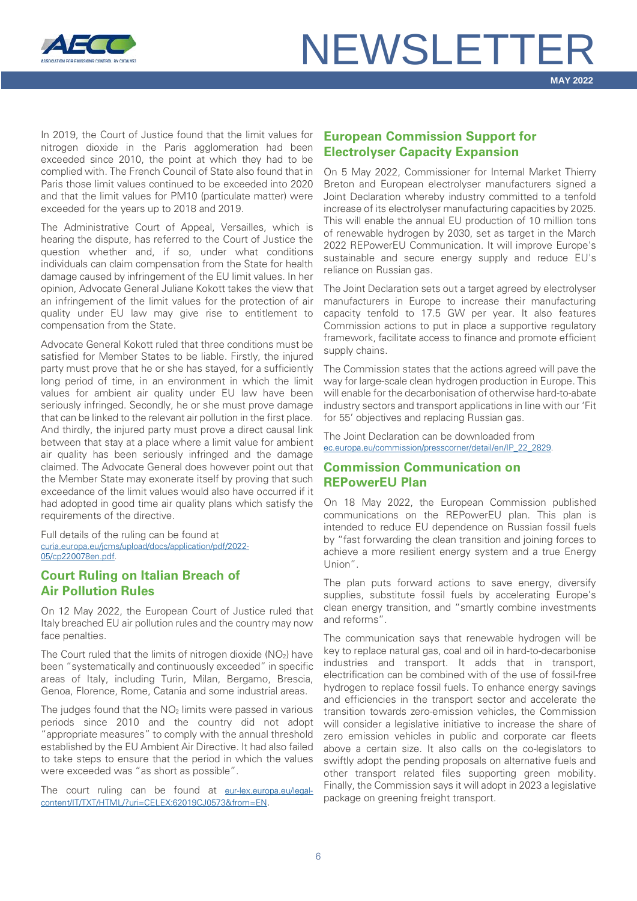In 2019, the Court of Justice found that the limit values for nitrogen dioxide in the Paris agglomeration had been exceeded since 2010, the point at which they had to be complied with. The French Council of State also found that in Paris those limit values continued to be exceeded into 2020 and that the limit values for PM10 (particulate matter) were exceeded for the years up to 2018 and 2019.

The Administrative Court of Appeal, Versailles, which is hearing the dispute, has referred to the Court of Justice the question whether and, if so, under what conditions individuals can claim compensation from the State for health damage caused by infringement of the EU limit values. In her opinion, Advocate General Juliane Kokott takes the view that an infringement of the limit values for the protection of air quality under EU law may give rise to entitlement to compensation from the State.

Advocate General Kokott ruled that three conditions must be satisfied for Member States to be liable. Firstly, the injured party must prove that he or she has stayed, for a sufficiently long period of time, in an environment in which the limit values for ambient air quality under EU law have been seriously infringed. Secondly, he or she must prove damage that can be linked to the relevant air pollution in the first place. And thirdly, the injured party must prove a direct causal link between that stay at a place where a limit value for ambient air quality has been seriously infringed and the damage claimed. The Advocate General does however point out that the Member State may exonerate itself by proving that such exceedance of the limit values would also have occurred if it had adopted in good time air quality plans which satisfy the requirements of the directive.

Full details of the ruling can be found at curia.europa.eu/jcms/upload/docs/application/pdf/2022-05/cp220078en.pdf.

## Court Ruling on Italian Breach of Air Pollution Rules

On 12 May 2022, the European Court of Justice ruled that Italy breached EU air pollution rules and the country may now face penalties.

The Court ruled that the limits of nitrogen dioxide ($NO_2$) have been "systematically and continuously exceeded" in specific areas of Italy, including Turin, Milan, Bergamo, Brescia, Genoa, Florence, Rome, Catania and some industrial areas.

The judges found that the $NO_2$ limits were passed in various periods since 2010 and the country did not adopt "appropriate measures" to comply with the annual threshold established by the EU Ambient Air Directive. It had also failed to take steps to ensure that the period in which the values were exceeded was "as short as possible".

The court ruling can be found at eur-lex.europa.eu/legal-content/IT/TXT/HTML/?uri=CELEX:62019CJ0573&from=EN.

## European Commission Support for Electrolyser Capacity Expansion

On 5 May 2022, Commissioner for Internal Market Thierry Breton and European electrolyser manufacturers signed a Joint Declaration whereby industry committed to a tenfold increase of its electrolyser manufacturing capacities by 2025. This will enable the annual EU production of 10 million tons of renewable hydrogen by 2030, set as target in the March 2022 REPowerEU Communication. It will improve Europe's sustainable and secure energy supply and reduce EU's reliance on Russian gas.

The Joint Declaration sets out a target agreed by electrolyser manufacturers in Europe to increase their manufacturing capacity tenfold to 17.5 GW per year. It also features Commission actions to put in place a supportive regulatory framework, facilitate access to finance and promote efficient supply chains.

The Commission states that the actions agreed will pave the way for large-scale clean hydrogen production in Europe. This will enable for the decarbonisation of otherwise hard-to-abate industry sectors and transport applications in line with our 'Fit for 55' objectives and replacing Russian gas.

The Joint Declaration can be downloaded from ec.europa.eu/commission/presscorner/detail/en/IP_22_2829.

## Commission Communication on REPowerEU Plan

On 18 May 2022, the European Commission published communications on the REPowerEU plan. This plan is intended to reduce EU dependence on Russian fossil fuels by "fast forwarding the clean transition and joining forces to achieve a more resilient energy system and a true Energy Union".

The plan puts forward actions to save energy, diversify supplies, substitute fossil fuels by accelerating Europe's clean energy transition, and "smartly combine investments and reforms".

The communication says that renewable hydrogen will be key to replace natural gas, coal and oil in hard-to-decarbonise industries and transport. It adds that in transport, electrification can be combined with of the use of fossil-free hydrogen to replace fossil fuels. To enhance energy savings and efficiencies in the transport sector and accelerate the transition towards zero-emission vehicles, the Commission will consider a legislative initiative to increase the share of zero emission vehicles in public and corporate car fleets above a certain size. It also calls on the co-legislators to swiftly adopt the pending proposals on alternative fuels and other transport related files supporting green mobility. Finally, the Commission says it will adopt in 2023 a legislative package on greening freight transport.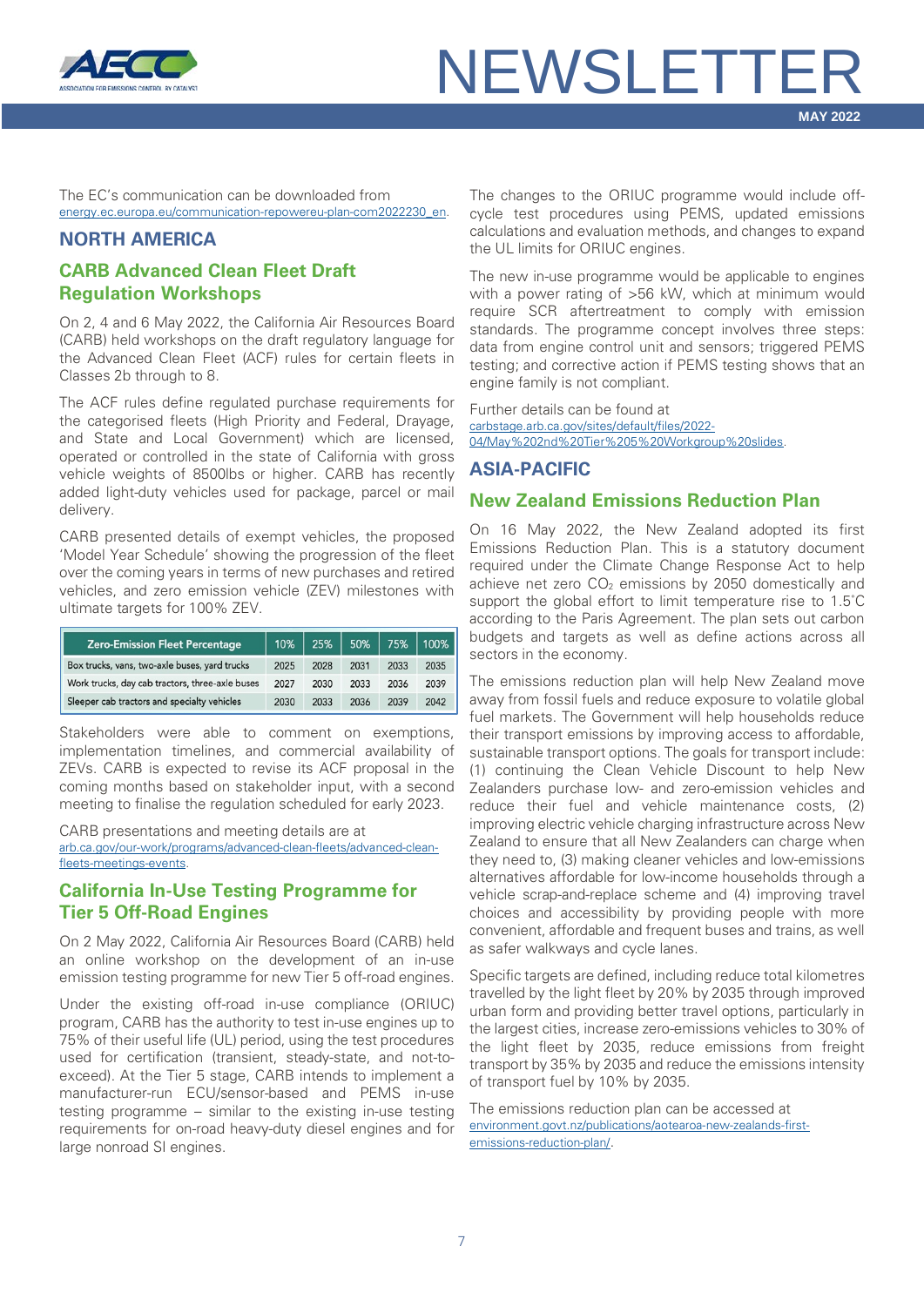The EC's communication can be downloaded from energy.ec.europa.eu/communication-repowereu-plan-com2022230_en.

## NORTH AMERICA

### CARB Advanced Clean Fleet Draft Regulation Workshops

On 2, 4 and 6 May 2022, the California Air Resources Board (CARB) held workshops on the draft regulatory language for the Advanced Clean Fleet (ACF) rules for certain fleets in Classes 2b through to 8.

The ACF rules define regulated purchase requirements for the categorised fleets (High Priority and Federal, Drayage, and State and Local Government) which are licensed, operated or controlled in the state of California with gross vehicle weights of 8500lbs or higher. CARB has recently added light-duty vehicles used for package, parcel or mail delivery.

CARB presented details of exempt vehicles, the proposed 'Model Year Schedule' showing the progression of the fleet over the coming years in terms of new purchases and retired vehicles, and zero emission vehicle (ZEV) milestones with ultimate targets for 100% ZEV.

| Zero-Emission Fleet Percentage | 10% | 25% | 50% | 75% | 100% |
|---|---|---|---|---|---|
| Box trucks, vans, two-axle buses, yard trucks | 2025 | 2028 | 2031 | 2033 | 2035 |
| Work trucks, day cab tractors, three-axle buses | 2027 | 2030 | 2033 | 2036 | 2039 |
| Sleeper cab tractors and specialty vehicles | 2030 | 2033 | 2036 | 2039 | 2042 |

Stakeholders were able to comment on exemptions, implementation timelines, and commercial availability of ZEVs. CARB is expected to revise its ACF proposal in the coming months based on stakeholder input, with a second meeting to finalise the regulation scheduled for early 2023.

CARB presentations and meeting details are at arb.ca.gov/our-work/programs/advanced-clean-fleets/advanced-clean-fleets-meetings-events.

### California In-Use Testing Programme for Tier 5 Off-Road Engines

On 2 May 2022, California Air Resources Board (CARB) held an online workshop on the development of an in-use emission testing programme for new Tier 5 off-road engines.

Under the existing off-road in-use compliance (ORIUC) program, CARB has the authority to test in-use engines up to 75% of their useful life (UL) period, using the test procedures used for certification (transient, steady-state, and not-to-exceed). At the Tier 5 stage, CARB intends to implement a manufacturer-run ECU/sensor-based and PEMS in-use testing programme – similar to the existing in-use testing requirements for on-road heavy-duty diesel engines and for large nonroad SI engines.

The changes to the ORIUC programme would include off-cycle test procedures using PEMS, updated emissions calculations and evaluation methods, and changes to expand the UL limits for ORIUC engines.

The new in-use programme would be applicable to engines with a power rating of >56 kW, which at minimum would require SCR aftertreatment to comply with emission standards. The programme concept involves three steps: data from engine control unit and sensors; triggered PEMS testing; and corrective action if PEMS testing shows that an engine family is not compliant.

Further details can be found at carbstage.arb.ca.gov/sites/default/files/2022-04/May%202nd%20Tier%205%20Workgroup%20slides.

## ASIA-PACIFIC

### New Zealand Emissions Reduction Plan

On 16 May 2022, the New Zealand adopted its first Emissions Reduction Plan. This is a statutory document required under the Climate Change Response Act to help achieve net zero $CO_2$ emissions by 2050 domestically and support the global effort to limit temperature rise to 1.5°C according to the Paris Agreement. The plan sets out carbon budgets and targets as well as define actions across all sectors in the economy.

The emissions reduction plan will help New Zealand move away from fossil fuels and reduce exposure to volatile global fuel markets. The Government will help households reduce their transport emissions by improving access to affordable, sustainable transport options. The goals for transport include: (1) continuing the Clean Vehicle Discount to help New Zealanders purchase low- and zero-emission vehicles and reduce their fuel and vehicle maintenance costs, (2) improving electric vehicle charging infrastructure across New Zealand to ensure that all New Zealanders can charge when they need to, (3) making cleaner vehicles and low-emissions alternatives affordable for low-income households through a vehicle scrap-and-replace scheme and (4) improving travel choices and accessibility by providing people with more convenient, affordable and frequent buses and trains, as well as safer walkways and cycle lanes.

Specific targets are defined, including reduce total kilometres travelled by the light fleet by 20% by 2035 through improved urban form and providing better travel options, particularly in the largest cities, increase zero-emissions vehicles to 30% of the light fleet by 2035, reduce emissions from freight transport by 35% by 2035 and reduce the emissions intensity of transport fuel by 10% by 2035.

The emissions reduction plan can be accessed at environment.govt.nz/publications/aotearoa-new-zealands-first-emissions-reduction-plan/.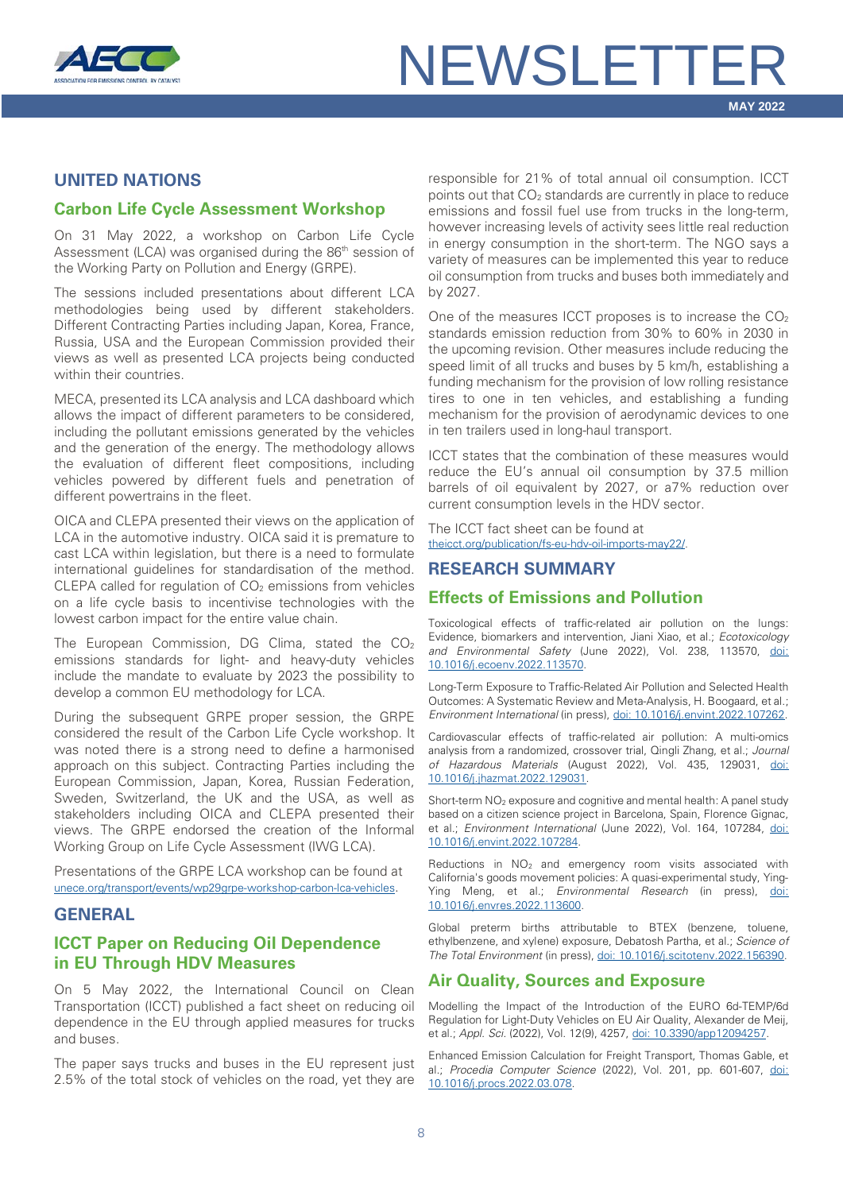## UNITED NATIONS

### Carbon Life Cycle Assessment Workshop

On 31 May 2022, a workshop on Carbon Life Cycle Assessment (LCA) was organised during the 86th session of the Working Party on Pollution and Energy (GRPE).

The sessions included presentations about different LCA methodologies being used by different stakeholders. Different Contracting Parties including Japan, Korea, France, Russia, USA and the European Commission provided their views as well as presented LCA projects being conducted within their countries.

MECA, presented its LCA analysis and LCA dashboard which allows the impact of different parameters to be considered, including the pollutant emissions generated by the vehicles and the generation of the energy. The methodology allows the evaluation of different fleet compositions, including vehicles powered by different fuels and penetration of different powertrains in the fleet.

OICA and CLEPA presented their views on the application of LCA in the automotive industry. OICA said it is premature to cast LCA within legislation, but there is a need to formulate international guidelines for standardisation of the method. CLEPA called for regulation of $CO_2$ emissions from vehicles on a life cycle basis to incentivise technologies with the lowest carbon impact for the entire value chain.

The European Commission, DG Clima, stated the $CO_2$ emissions standards for light- and heavy-duty vehicles include the mandate to evaluate by 2023 the possibility to develop a common EU methodology for LCA.

During the subsequent GRPE proper session, the GRPE considered the result of the Carbon Life Cycle workshop. It was noted there is a strong need to define a harmonised approach on this subject. Contracting Parties including the European Commission, Japan, Korea, Russian Federation, Sweden, Switzerland, the UK and the USA, as well as stakeholders including OICA and CLEPA presented their views. The GRPE endorsed the creation of the Informal Working Group on Life Cycle Assessment (IWG LCA).

Presentations of the GRPE LCA workshop can be found at unece.org/transport/events/wp29grpe-workshop-carbon-lca-vehicles.

## GENERAL

### ICCT Paper on Reducing Oil Dependence in EU Through HDV Measures

On 5 May 2022, the International Council on Clean Transportation (ICCT) published a fact sheet on reducing oil dependence in the EU through applied measures for trucks and buses.

The paper says trucks and buses in the EU represent just 2.5% of the total stock of vehicles on the road, yet they are responsible for 21% of total annual oil consumption. ICCT points out that $CO_2$ standards are currently in place to reduce emissions and fossil fuel use from trucks in the long-term, however increasing levels of activity sees little real reduction in energy consumption in the short-term. The NGO says a variety of measures can be implemented this year to reduce oil consumption from trucks and buses both immediately and by 2027.

One of the measures ICCT proposes is to increase the $CO_2$ standards emission reduction from 30% to 60% in 2030 in the upcoming revision. Other measures include reducing the speed limit of all trucks and buses by 5 km/h, establishing a funding mechanism for the provision of low rolling resistance tires to one in ten vehicles, and establishing a funding mechanism for the provision of aerodynamic devices to one in ten trailers used in long-haul transport.

ICCT states that the combination of these measures would reduce the EU's annual oil consumption by 37.5 million barrels of oil equivalent by 2027, or a7% reduction over current consumption levels in the HDV sector.

The ICCT fact sheet can be found at theicct.org/publication/fs-eu-hdv-oil-imports-may22/.

## RESEARCH SUMMARY

### Effects of Emissions and Pollution

Toxicological effects of traffic-related air pollution on the lungs: Evidence, biomarkers and intervention, Jiani Xiao, et al.; *Ecotoxicology and Environmental Safety* (June 2022), Vol. 238, 113570, doi: 10.1016/j.ecoenv.2022.113570.

Long-Term Exposure to Traffic-Related Air Pollution and Selected Health Outcomes: A Systematic Review and Meta-Analysis, H. Boogaard, et al.; *Environment International* (in press), doi: 10.1016/j.envint.2022.107262.

Cardiovascular effects of traffic-related air pollution: A multi-omics analysis from a randomized, crossover trial, Qingli Zhang, et al.; *Journal of Hazardous Materials* (August 2022), Vol. 435, 129031, doi: 10.1016/j.jhazmat.2022.129031.

Short-term $NO_2$ exposure and cognitive and mental health: A panel study based on a citizen science project in Barcelona, Spain, Florence Gignac, et al.; *Environment International* (June 2022), Vol. 164, 107284, doi: 10.1016/j.envint.2022.107284.

Reductions in $NO_2$ and emergency room visits associated with California's goods movement policies: A quasi-experimental study, Ying-Ying Meng, et al.; *Environmental Research* (in press), doi: 10.1016/j.envres.2022.113600.

Global preterm births attributable to BTEX (benzene, toluene, ethylbenzene, and xylene) exposure, Debatosh Partha, et al.; *Science of The Total Environment* (in press), doi: 10.1016/j.scitotenv.2022.156390.

### Air Quality, Sources and Exposure

Modelling the Impact of the Introduction of the EURO 6d-TEMP/6d Regulation for Light-Duty Vehicles on EU Air Quality, Alexander de Meij, et al.; *Appl. Sci.* (2022), Vol. 12(9), 4257, doi: 10.3390/app12094257.

Enhanced Emission Calculation for Freight Transport, Thomas Gable, et al.; *Procedia Computer Science* (2022), Vol. 201, pp. 601-607, doi: 10.1016/j.procs.2022.03.078.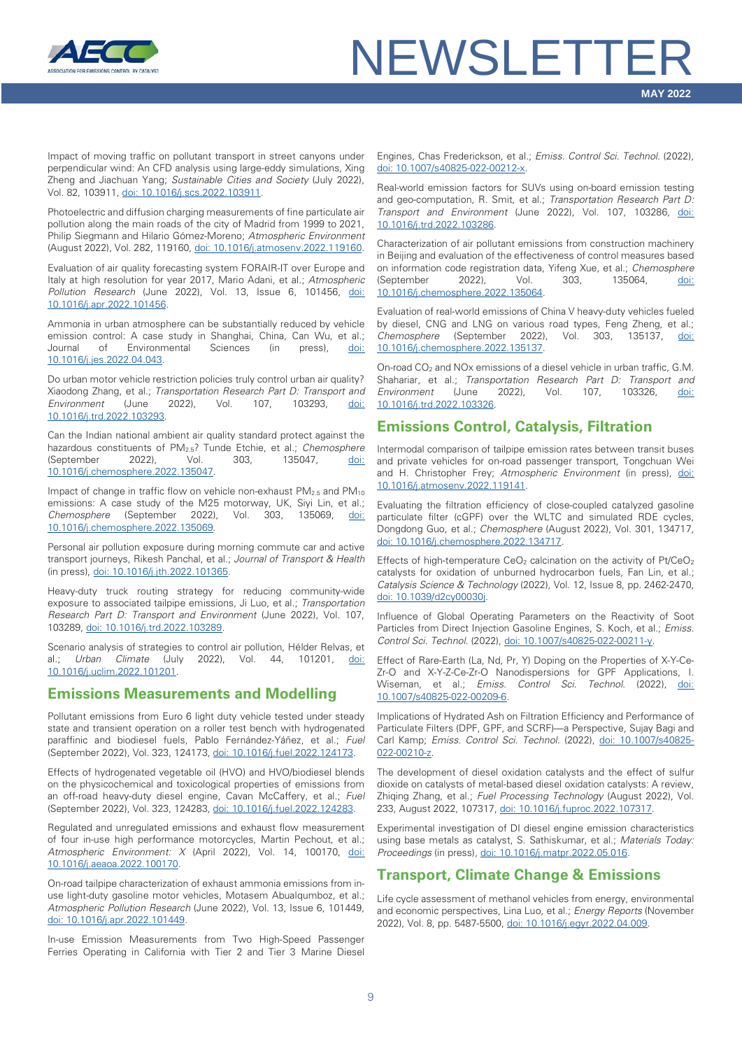Impact of moving traffic on pollutant transport in street canyons under perpendicular wind: An CFD analysis using large-eddy simulations, Xing Zheng and Jiachuan Yang; *Sustainable Cities and Society* (July 2022), Vol. 82, 103911, doi: 10.1016/j.scs.2022.103911.

Photoelectric and diffusion charging measurements of fine particulate air pollution along the main roads of the city of Madrid from 1999 to 2021, Philip Siegmann and Hilario Gómez-Moreno; *Atmospheric Environment* (August 2022), Vol. 282, 119160, doi: 10.1016/j.atmosenv.2022.119160.

Evaluation of air quality forecasting system FORAIR-IT over Europe and Italy at high resolution for year 2017, Mario Adani, et al.; *Atmospheric Pollution Research* (June 2022), Vol. 13, Issue 6, 101456, doi: 10.1016/j.apr.2022.101456.

Ammonia in urban atmosphere can be substantially reduced by vehicle emission control: A case study in Shanghai, China, Can Wu, et al.; Journal of Environmental Sciences (in press), doi: 10.1016/j.jes.2022.04.043.

Do urban motor vehicle restriction policies truly control urban air quality? Xiaodong Zhang, et al.; *Transportation Research Part D: Transport and Environment* (June 2022), Vol. 107, 103293, doi: 10.1016/j.trd.2022.103293.

Can the Indian national ambient air quality standard protect against the hazardous constituents of $PM_{2.5}$? Tunde Etchie, et al.; *Chemosphere* (September 2022), Vol. 303, 135047, doi: 10.1016/j.chemosphere.2022.135047.

Impact of change in traffic flow on vehicle non-exhaust $PM_{2.5}$ and $PM_{10}$ emissions: A case study of the M25 motorway, UK, Siyi Lin, et al.; *Chemosphere* (September 2022), Vol. 303, 135069, doi: 10.1016/j.chemosphere.2022.135069.

Personal air pollution exposure during morning commute car and active transport journeys, Rikesh Panchal, et al.; *Journal of Transport & Health* (in press), doi: 10.1016/j.jth.2022.101365.

Heavy-duty truck routing strategy for reducing community-wide exposure to associated tailpipe emissions, Ji Luo, et al.; *Transportation Research Part D: Transport and Environment* (June 2022), Vol. 107, 103289, doi: 10.1016/j.trd.2022.103289.

Scenario analysis of strategies to control air pollution, Hélder Relvas, et al.; *Urban Climate* (July 2022), Vol. 44, 101201, doi: 10.1016/j.uclim.2022.101201.

## Emissions Measurements and Modelling

Pollutant emissions from Euro 6 light duty vehicle tested under steady state and transient operation on a roller test bench with hydrogenated paraffinic and biodiesel fuels, Pablo Fernández-Yáñez, et al.; *Fuel* (September 2022), Vol. 323, 124173, doi: 10.1016/j.fuel.2022.124173.

Effects of hydrogenated vegetable oil (HVO) and HVO/biodiesel blends on the physicochemical and toxicological properties of emissions from an off-road heavy-duty diesel engine, Cavan McCaffery, et al.; *Fuel* (September 2022), Vol. 323, 124283, doi: 10.1016/j.fuel.2022.124283.

Regulated and unregulated emissions and exhaust flow measurement of four in-use high performance motorcycles, Martin Pechout, et al.; *Atmospheric Environment: X* (April 2022), Vol. 14, 100170, doi: 10.1016/j.aeaoa.2022.100170.

On-road tailpipe characterization of exhaust ammonia emissions from in-use light-duty gasoline motor vehicles, Motasem Abualqumboz, et al.; *Atmospheric Pollution Research* (June 2022), Vol. 13, Issue 6, 101449, doi: 10.1016/j.apr.2022.101449.

In-use Emission Measurements from Two High-Speed Passenger Ferries Operating in California with Tier 2 and Tier 3 Marine Diesel Engines, Chas Frederickson, et al.; *Emiss. Control Sci. Technol.* (2022), doi: 10.1007/s40825-022-00212-x.

Real-world emission factors for SUVs using on-board emission testing and geo-computation, R. Smit, et al.; *Transportation Research Part D: Transport and Environment* (June 2022), Vol. 107, 103286, doi: 10.1016/j.trd.2022.103286.

Characterization of air pollutant emissions from construction machinery in Beijing and evaluation of the effectiveness of control measures based on information code registration data, Yifeng Xue, et al.; *Chemosphere* (September 2022), Vol. 303, 135064, doi: 10.1016/j.chemosphere.2022.135064.

Evaluation of real-world emissions of China V heavy-duty vehicles fueled by diesel, CNG and LNG on various road types, Feng Zheng, et al.; *Chemosphere* (September 2022), Vol. 303, 135137, doi: 10.1016/j.chemosphere.2022.135137.

On-road $CO_2$ and NOx emissions of a diesel vehicle in urban traffic, G.M. Shahariar, et al.; *Transportation Research Part D: Transport and Environment* (June 2022), Vol. 107, 103326, doi: 10.1016/j.trd.2022.103326.

## Emissions Control, Catalysis, Filtration

Intermodal comparison of tailpipe emission rates between transit buses and private vehicles for on-road passenger transport, Tongchuan Wei and H. Christopher Frey; *Atmospheric Environment* (in press), doi: 10.1016/j.atmosenv.2022.119141.

Evaluating the filtration efficiency of close-coupled catalyzed gasoline particulate filter (cGPF) over the WLTC and simulated RDE cycles, Dongdong Guo, et al.; *Chemosphere* (August 2022), Vol. 301, 134717, doi: 10.1016/j.chemosphere.2022.134717.

Effects of high-temperature $CeO_2$ calcination on the activity of $Pt/CeO_2$ catalysts for oxidation of unburned hydrocarbon fuels, Fan Lin, et al.; *Catalysis Science & Technology* (2022), Vol. 12, Issue 8, pp. 2462-2470, doi: 10.1039/d2cy00030j.

Influence of Global Operating Parameters on the Reactivity of Soot Particles from Direct Injection Gasoline Engines, S. Koch, et al.; *Emiss. Control Sci. Technol.* (2022), doi: 10.1007/s40825-022-00211-y.

Effect of Rare-Earth (La, Nd, Pr, Y) Doping on the Properties of X-Y-Ce-Zr-O and X-Y-Z-Ce-Zr-O Nanodispersions for GPF Applications, I. Wiseman, et al.; *Emiss. Control Sci. Technol.* (2022), doi: 10.1007/s40825-022-00209-6.

Implications of Hydrated Ash on Filtration Efficiency and Performance of Particulate Filters (DPF, GPF, and SCRF)—a Perspective, Sujay Bagi and Carl Kamp; *Emiss. Control Sci. Technol.* (2022), doi: 10.1007/s40825-022-00210-z.

The development of diesel oxidation catalysts and the effect of sulfur dioxide on catalysts of metal-based diesel oxidation catalysts: A review, Zhiqing Zhang, et al.; *Fuel Processing Technology* (August 2022), Vol. 233, August 2022, 107317, doi: 10.1016/j.fuproc.2022.107317.

Experimental investigation of DI diesel engine emission characteristics using base metals as catalyst, S. Sathiskumar, et al.; *Materials Today: Proceedings* (in press), doi: 10.1016/j.matpr.2022.05.016.

## Transport, Climate Change & Emissions

Life cycle assessment of methanol vehicles from energy, environmental and economic perspectives, Lina Luo, et al.; *Energy Reports* (November 2022), Vol. 8, pp. 5487-5500, doi: 10.1016/j.egyr.2022.04.009.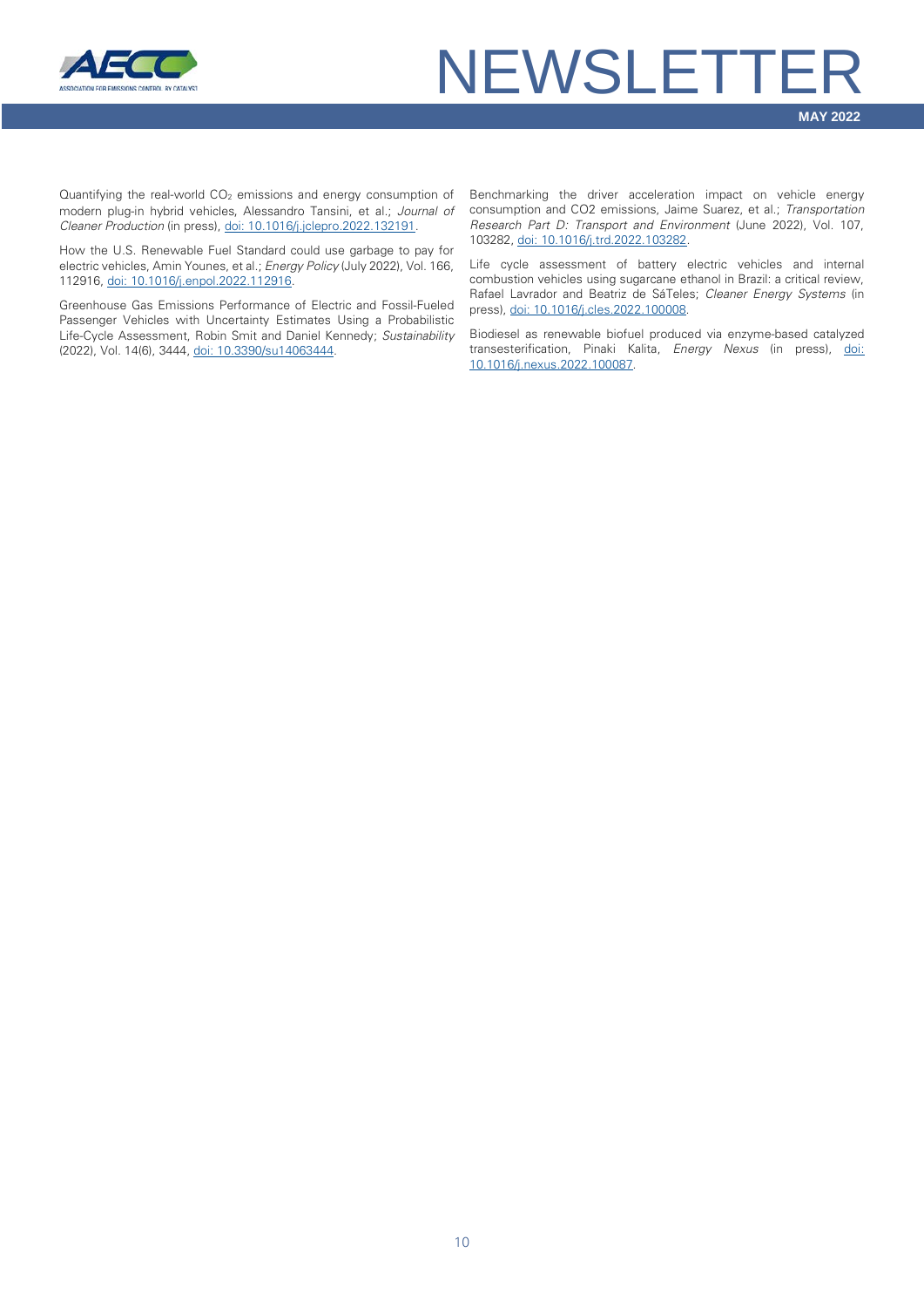Quantifying the real-world $CO_2$ emissions and energy consumption of modern plug-in hybrid vehicles, Alessandro Tansini, et al.; *Journal of Cleaner Production* (in press), doi: 10.1016/j.jclepro.2022.132191.

How the U.S. Renewable Fuel Standard could use garbage to pay for electric vehicles, Amin Younes, et al.; *Energy Policy* (July 2022), Vol. 166, 112916, doi: 10.1016/j.enpol.2022.112916.

Greenhouse Gas Emissions Performance of Electric and Fossil-Fueled Passenger Vehicles with Uncertainty Estimates Using a Probabilistic Life-Cycle Assessment, Robin Smit and Daniel Kennedy; *Sustainability* (2022), Vol. 14(6), 3444, doi: 10.3390/su14063444.

Benchmarking the driver acceleration impact on vehicle energy consumption and CO2 emissions, Jaime Suarez, et al.; *Transportation Research Part D: Transport and Environment* (June 2022), Vol. 107, 103282, doi: 10.1016/j.trd.2022.103282.

Life cycle assessment of battery electric vehicles and internal combustion vehicles using sugarcane ethanol in Brazil: a critical review, Rafael Lavrador and Beatriz de SáTeles; *Cleaner Energy Systems* (in press), doi: 10.1016/j.cles.2022.100008.

Biodiesel as renewable biofuel produced via enzyme-based catalyzed transesterification, Pinaki Kalita, *Energy Nexus* (in press), doi: 10.1016/j.nexus.2022.100087.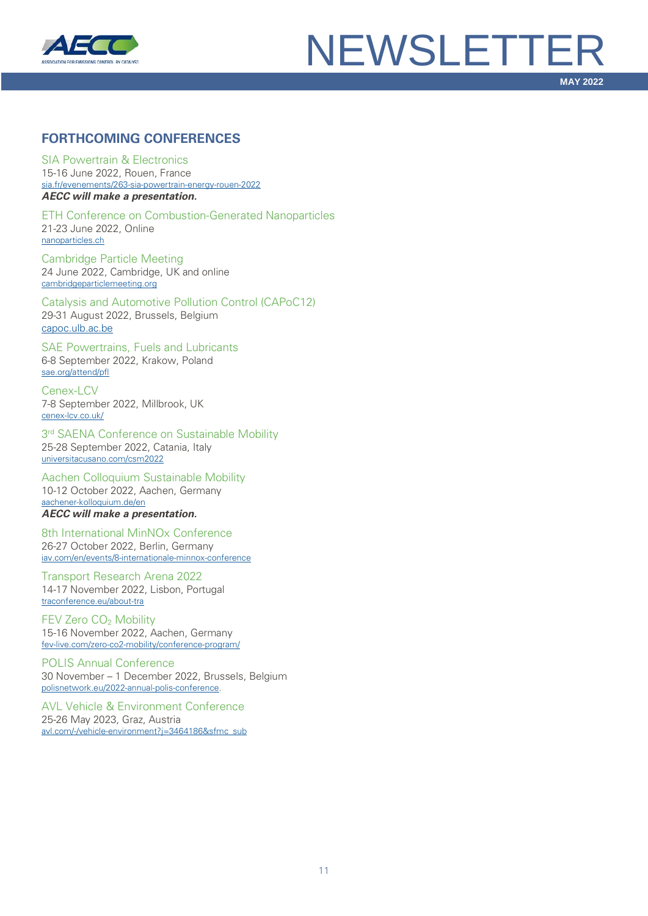## FORTHCOMING CONFERENCES

SIA Powertrain & Electronics
15-16 June 2022, Rouen, France
sia.fr/evenements/263-sia-powertrain-energy-rouen-2022
***AECC will make a presentation.***

ETH Conference on Combustion-Generated Nanoparticles
21-23 June 2022, Online
nanoparticles.ch

Cambridge Particle Meeting
24 June 2022, Cambridge, UK and online
cambridgeparticlemeeting.org

Catalysis and Automotive Pollution Control (CAPoC12)
29-31 August 2022, Brussels, Belgium
capoc.ulb.ac.be

SAE Powertrains, Fuels and Lubricants
6-8 September 2022, Krakow, Poland
sae.org/attend/pfl

Cenex-LCV
7-8 September 2022, Millbrook, UK
cenex-lcv.co.uk/

3rd SAENA Conference on Sustainable Mobility
25-28 September 2022, Catania, Italy
universitacusano.com/csm2022

Aachen Colloquium Sustainable Mobility
10-12 October 2022, Aachen, Germany
aachener-kolloquium.de/en
***AECC will make a presentation.***

8th International MinNOx Conference
26-27 October 2022, Berlin, Germany
iav.com/en/events/8-internationale-minnox-conference

Transport Research Arena 2022
14-17 November 2022, Lisbon, Portugal
traconference.eu/about-tra

FEV Zero $CO_2$ Mobility
15-16 November 2022, Aachen, Germany
fev-live.com/zero-co2-mobility/conference-program/

POLIS Annual Conference
30 November – 1 December 2022, Brussels, Belgium
polisnetwork.eu/2022-annual-polis-conference.

AVL Vehicle & Environment Conference
25-26 May 2023, Graz, Austria
avl.com/-/vehicle-environment?j=3464186&sfmc_sub